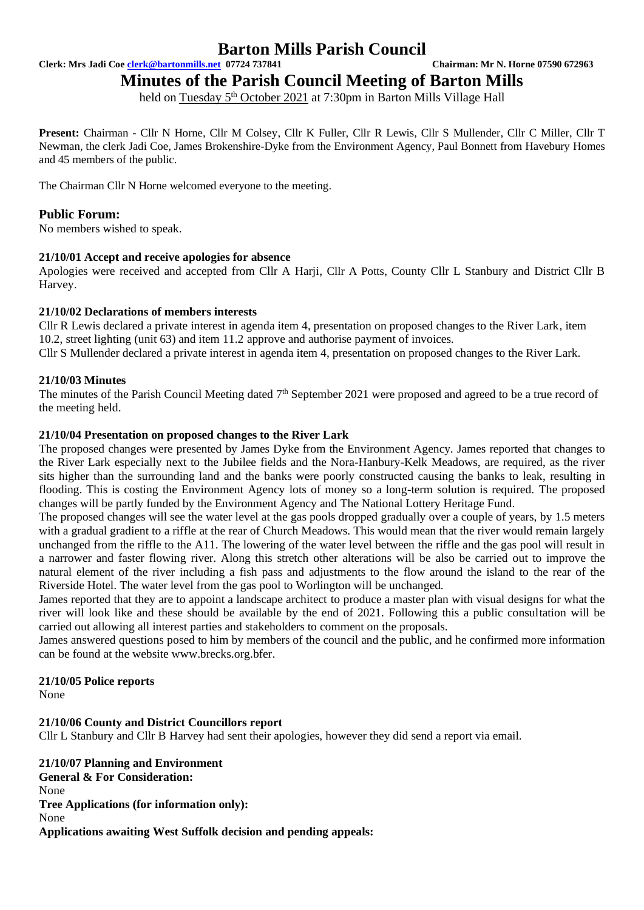# Barton Mills Parish Council

**Clerk: Mrs Jadi Coe clerk@bartonmills.net 07724 737841** **Chairman: Mr N. Horne 07590 672963**

## Minutes of the Parish Council Meeting of Barton Mills

held on Tuesday 5th October 2021 at 7:30pm in Barton Mills Village Hall

**Present:** Chairman - Cllr N Horne, Cllr M Colsey, Cllr K Fuller, Cllr R Lewis, Cllr S Mullender, Cllr C Miller, Cllr T Newman, the clerk Jadi Coe, James Brokenshire-Dyke from the Environment Agency, Paul Bonnett from Havebury Homes and 45 members of the public.

The Chairman Cllr N Horne welcomed everyone to the meeting.

### Public Forum:

No members wished to speak.

**21/10/01 Accept and receive apologies for absence**

Apologies were received and accepted from Cllr A Harji, Cllr A Potts, County Cllr L Stanbury and District Cllr B Harvey.

**21/10/02 Declarations of members interests**

Cllr R Lewis declared a private interest in agenda item 4, presentation on proposed changes to the River Lark, item 10.2, street lighting (unit 63) and item 11.2 approve and authorise payment of invoices.

Cllr S Mullender declared a private interest in agenda item 4, presentation on proposed changes to the River Lark.

**21/10/03 Minutes**

The minutes of the Parish Council Meeting dated 7th September 2021 were proposed and agreed to be a true record of the meeting held.

**21/10/04 Presentation on proposed changes to the River Lark**

The proposed changes were presented by James Dyke from the Environment Agency. James reported that changes to the River Lark especially next to the Jubilee fields and the Nora-Hanbury-Kelk Meadows, are required, as the river sits higher than the surrounding land and the banks were poorly constructed causing the banks to leak, resulting in flooding. This is costing the Environment Agency lots of money so a long-term solution is required. The proposed changes will be partly funded by the Environment Agency and The National Lottery Heritage Fund.

The proposed changes will see the water level at the gas pools dropped gradually over a couple of years, by 1.5 meters with a gradual gradient to a riffle at the rear of Church Meadows. This would mean that the river would remain largely unchanged from the riffle to the A11. The lowering of the water level between the riffle and the gas pool will result in a narrower and faster flowing river. Along this stretch other alterations will be also be carried out to improve the natural element of the river including a fish pass and adjustments to the flow around the island to the rear of the Riverside Hotel. The water level from the gas pool to Worlington will be unchanged.

James reported that they are to appoint a landscape architect to produce a master plan with visual designs for what the river will look like and these should be available by the end of 2021. Following this a public consultation will be carried out allowing all interest parties and stakeholders to comment on the proposals.

James answered questions posed to him by members of the council and the public, and he confirmed more information can be found at the website www.brecks.org.bfer.

**21/10/05 Police reports**

None

**21/10/06 County and District Councillors report**

Cllr L Stanbury and Cllr B Harvey had sent their apologies, however they did send a report via email.

**21/10/07 Planning and Environment**

**General & For Consideration:**

None

**Tree Applications (for information only):**

None

**Applications awaiting West Suffolk decision and pending appeals:**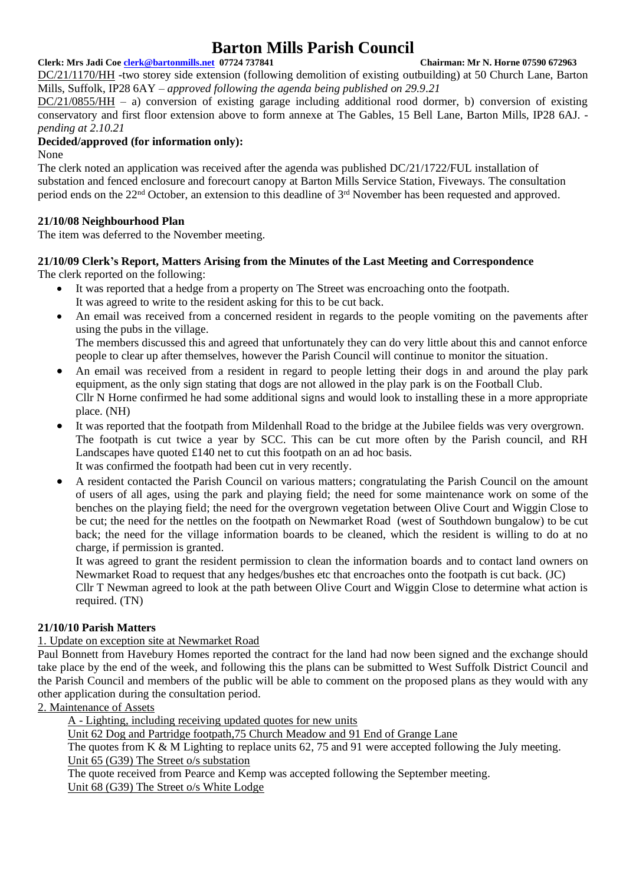DC/21/1170/HH -two storey side extension (following demolition of existing outbuilding) at 50 Church Lane, Barton Mills, Suffolk, IP28 6AY – *approved following the agenda being published on 29.9.21*

DC/21/0855/HH – a) conversion of existing garage including additional rood dormer, b) conversion of existing conservatory and first floor extension above to form annexe at The Gables, 15 Bell Lane, Barton Mills, IP28 6AJ. - *pending at 2.10.21*

**Decided/approved (for information only):**

None

The clerk noted an application was received after the agenda was published DC/21/1722/FUL installation of substation and fenced enclosure and forecourt canopy at Barton Mills Service Station, Fiveways. The consultation period ends on the 22nd October, an extension to this deadline of 3rd November has been requested and approved.

**21/10/08 Neighbourhood Plan**

The item was deferred to the November meeting.

**21/10/09 Clerk's Report, Matters Arising from the Minutes of the Last Meeting and Correspondence**

The clerk reported on the following:

- It was reported that a hedge from a property on The Street was encroaching onto the footpath. It was agreed to write to the resident asking for this to be cut back.
- An email was received from a concerned resident in regards to the people vomiting on the pavements after using the pubs in the village. The members discussed this and agreed that unfortunately they can do very little about this and cannot enforce people to clear up after themselves, however the Parish Council will continue to monitor the situation.
- An email was received from a resident in regard to people letting their dogs in and around the play park equipment, as the only sign stating that dogs are not allowed in the play park is on the Football Club. Cllr N Horne confirmed he had some additional signs and would look to installing these in a more appropriate place. (NH)
- It was reported that the footpath from Mildenhall Road to the bridge at the Jubilee fields was very overgrown. The footpath is cut twice a year by SCC. This can be cut more often by the Parish council, and RH Landscapes have quoted £140 net to cut this footpath on an ad hoc basis. It was confirmed the footpath had been cut in very recently.
- A resident contacted the Parish Council on various matters; congratulating the Parish Council on the amount of users of all ages, using the park and playing field; the need for some maintenance work on some of the benches on the playing field; the need for the overgrown vegetation between Olive Court and Wiggin Close to be cut; the need for the nettles on the footpath on Newmarket Road (west of Southdown bungalow) to be cut back; the need for the village information boards to be cleaned, which the resident is willing to do at no charge, if permission is granted. It was agreed to grant the resident permission to clean the information boards and to contact land owners on Newmarket Road to request that any hedges/bushes etc that encroaches onto the footpath is cut back. (JC) Cllr T Newman agreed to look at the path between Olive Court and Wiggin Close to determine what action is required. (TN)

**21/10/10 Parish Matters**

1. Update on exception site at Newmarket Road

Paul Bonnett from Havebury Homes reported the contract for the land had now been signed and the exchange should take place by the end of the week, and following this the plans can be submitted to West Suffolk District Council and the Parish Council and members of the public will be able to comment on the proposed plans as they would with any other application during the consultation period.

2. Maintenance of Assets

A - Lighting, including receiving updated quotes for new units

Unit 62 Dog and Partridge footpath,75 Church Meadow and 91 End of Grange Lane

The quotes from K & M Lighting to replace units 62, 75 and 91 were accepted following the July meeting.

Unit 65 (G39) The Street o/s substation

The quote received from Pearce and Kemp was accepted following the September meeting.

Unit 68 (G39) The Street o/s White Lodge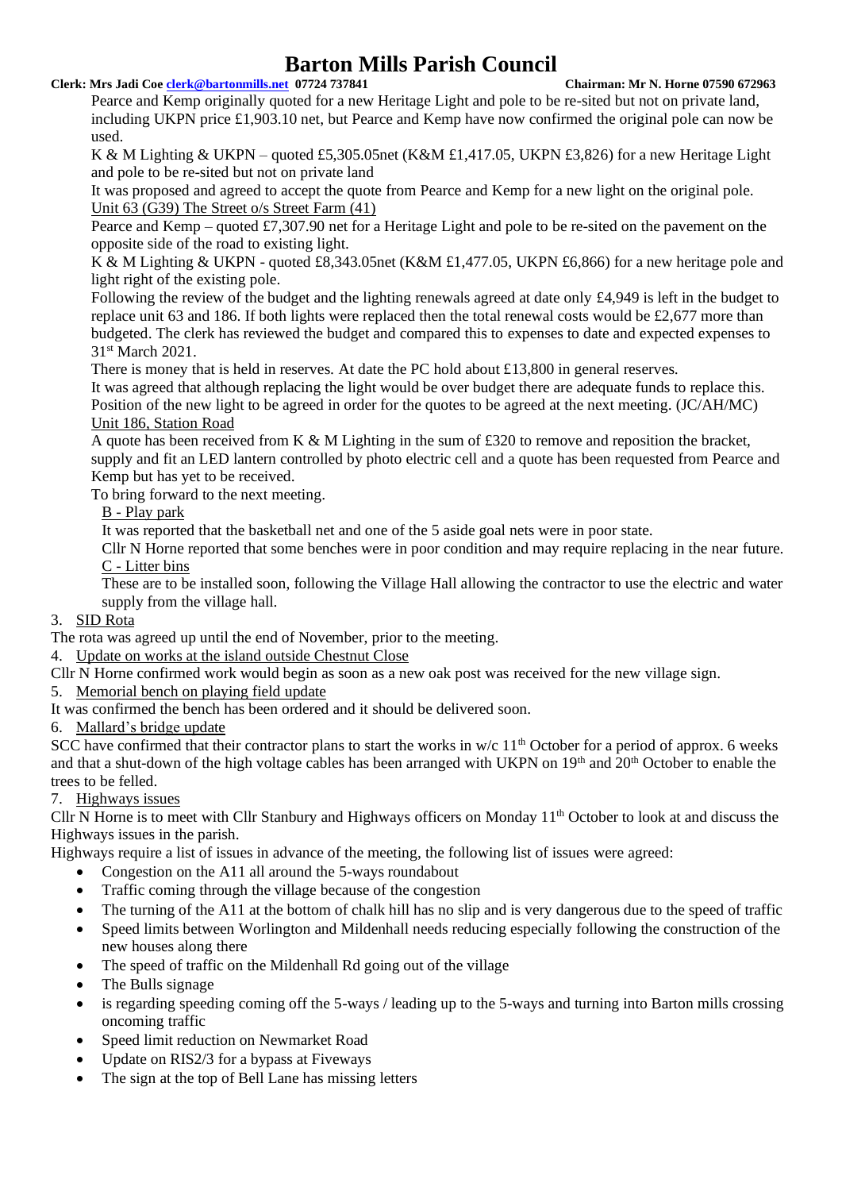Pearce and Kemp originally quoted for a new Heritage Light and pole to be re-sited but not on private land, including UKPN price £1,903.10 net, but Pearce and Kemp have now confirmed the original pole can now be used.

K & M Lighting & UKPN – quoted £5,305.05net (K&M £1,417.05, UKPN £3,826) for a new Heritage Light and pole to be re-sited but not on private land

It was proposed and agreed to accept the quote from Pearce and Kemp for a new light on the original pole.

Unit 63 (G39) The Street o/s Street Farm (41)

Pearce and Kemp – quoted £7,307.90 net for a Heritage Light and pole to be re-sited on the pavement on the opposite side of the road to existing light.

K & M Lighting & UKPN - quoted £8,343.05net (K&M £1,477.05, UKPN £6,866) for a new heritage pole and light right of the existing pole.

Following the review of the budget and the lighting renewals agreed at date only £4,949 is left in the budget to replace unit 63 and 186. If both lights were replaced then the total renewal costs would be £2,677 more than budgeted. The clerk has reviewed the budget and compared this to expenses to date and expected expenses to 31st March 2021.

There is money that is held in reserves. At date the PC hold about £13,800 in general reserves.

It was agreed that although replacing the light would be over budget there are adequate funds to replace this. Position of the new light to be agreed in order for the quotes to be agreed at the next meeting. (JC/AH/MC)

Unit 186, Station Road

A quote has been received from K & M Lighting in the sum of £320 to remove and reposition the bracket, supply and fit an LED lantern controlled by photo electric cell and a quote has been requested from Pearce and Kemp but has yet to be received.

To bring forward to the next meeting.

B - Play park

It was reported that the basketball net and one of the 5 aside goal nets were in poor state.

Cllr N Horne reported that some benches were in poor condition and may require replacing in the near future.

C - Litter bins

These are to be installed soon, following the Village Hall allowing the contractor to use the electric and water supply from the village hall.

3. SID Rota

The rota was agreed up until the end of November, prior to the meeting.

4. Update on works at the island outside Chestnut Close

Cllr N Horne confirmed work would begin as soon as a new oak post was received for the new village sign.

5. Memorial bench on playing field update

It was confirmed the bench has been ordered and it should be delivered soon.

6. Mallard's bridge update

SCC have confirmed that their contractor plans to start the works in w/c 11th October for a period of approx. 6 weeks and that a shut-down of the high voltage cables has been arranged with UKPN on 19th and 20th October to enable the trees to be felled.

7. Highways issues

Cllr N Horne is to meet with Cllr Stanbury and Highways officers on Monday 11th October to look at and discuss the Highways issues in the parish.

Highways require a list of issues in advance of the meeting, the following list of issues were agreed:

- Congestion on the A11 all around the 5-ways roundabout
- Traffic coming through the village because of the congestion
- The turning of the A11 at the bottom of chalk hill has no slip and is very dangerous due to the speed of traffic
- Speed limits between Worlington and Mildenhall needs reducing especially following the construction of the new houses along there
- The speed of traffic on the Mildenhall Rd going out of the village
- The Bulls signage
- is regarding speeding coming off the 5-ways / leading up to the 5-ways and turning into Barton mills crossing oncoming traffic
- Speed limit reduction on Newmarket Road
- Update on RIS2/3 for a bypass at Fiveways
- The sign at the top of Bell Lane has missing letters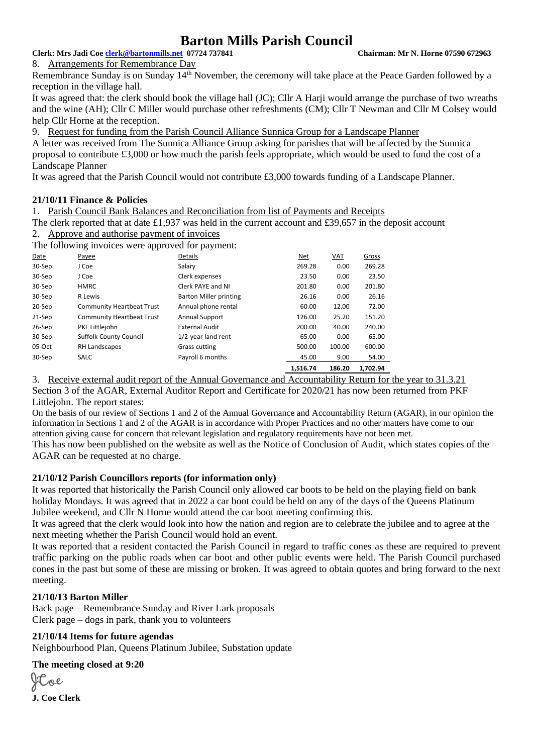# Barton Mills Parish Council

**Clerk: Mrs Jadi Coe clerk@bartonmills.net 07724 737841** **Chairman: Mr N. Horne 07590 672963**

8. Arrangements for Remembrance Day

Remembrance Sunday is on Sunday 14th November, the ceremony will take place at the Peace Garden followed by a reception in the village hall.

It was agreed that: the clerk should book the village hall (JC); Cllr A Harji would arrange the purchase of two wreaths and the wine (AH); Cllr C Miller would purchase other refreshments (CM); Cllr T Newman and Cllr M Colsey would help Cllr Horne at the reception.

9. Request for funding from the Parish Council Alliance Sunnica Group for a Landscape Planner

A letter was received from The Sunnica Alliance Group asking for parishes that will be affected by the Sunnica proposal to contribute £3,000 or how much the parish feels appropriate, which would be used to fund the cost of a Landscape Planner

It was agreed that the Parish Council would not contribute £3,000 towards funding of a Landscape Planner.

### 21/10/11 Finance & Policies

1. Parish Council Bank Balances and Reconciliation from list of Payments and Receipts

The clerk reported that at date £1,937 was held in the current account and £39,657 in the deposit account

2. Approve and authorise payment of invoices

The following invoices were approved for payment:

| Date | Payee | Details | Net | VAT | Gross |
|---|---|---|---|---|---|
| 30-Sep | J Coe | Salary | 269.28 | 0.00 | 269.28 |
| 30-Sep | J Coe | Clerk expenses | 23.50 | 0.00 | 23.50 |
| 30-Sep | HMRC | Clerk PAYE and NI | 201.80 | 0.00 | 201.80 |
| 30-Sep | R Lewis | Barton Miller printing | 26.16 | 0.00 | 26.16 |
| 20-Sep | Community Heartbeat Trust | Annual phone rental | 60.00 | 12.00 | 72.00 |
| 21-Sep | Community Heartbeat Trust | Annual Support | 126.00 | 25.20 | 151.20 |
| 26-Sep | PKF Littlejohn | External Audit | 200.00 | 40.00 | 240.00 |
| 30-Sep | Suffolk County Council | 1/2-year land rent | 65.00 | 0.00 | 65.00 |
| 05-Oct | RH Landscapes | Grass cutting | 500.00 | 100.00 | 600.00 |
| 30-Sep | SALC | Payroll 6 months | 45.00 | 9.00 | 54.00 |
| | | | **1,516.74** | **186.20** | **1,702.94** |

3. Receive external audit report of the Annual Governance and Accountability Return for the year to 31.3.21

Section 3 of the AGAR, External Auditor Report and Certificate for 2020/21 has now been returned from PKF Littlejohn. The report states:

On the basis of our review of Sections 1 and 2 of the Annual Governance and Accountability Return (AGAR), in our opinion the information in Sections 1 and 2 of the AGAR is in accordance with Proper Practices and no other matters have come to our attention giving cause for concern that relevant legislation and regulatory requirements have not been met.

This has now been published on the website as well as the Notice of Conclusion of Audit, which states copies of the AGAR can be requested at no charge.

### 21/10/12 Parish Councillors reports (for information only)

It was reported that historically the Parish Council only allowed car boots to be held on the playing field on bank holiday Mondays. It was agreed that in 2022 a car boot could be held on any of the days of the Queens Platinum Jubilee weekend, and Cllr N Horne would attend the car boot meeting confirming this.

It was agreed that the clerk would look into how the nation and region are to celebrate the jubilee and to agree at the next meeting whether the Parish Council would hold an event.

It was reported that a resident contacted the Parish Council in regard to traffic cones as these are required to prevent traffic parking on the public roads when car boot and other public events were held. The Parish Council purchased cones in the past but some of these are missing or broken. It was agreed to obtain quotes and bring forward to the next meeting.

### 21/10/13 Barton Miller

Back page – Remembrance Sunday and River Lark proposals
Clerk page – dogs in park, thank you to volunteers

### 21/10/14 Items for future agendas

Neighbourhood Plan, Queens Platinum Jubilee, Substation update

**The meeting closed at 9:20**

JCoe

**J. Coe Clerk**